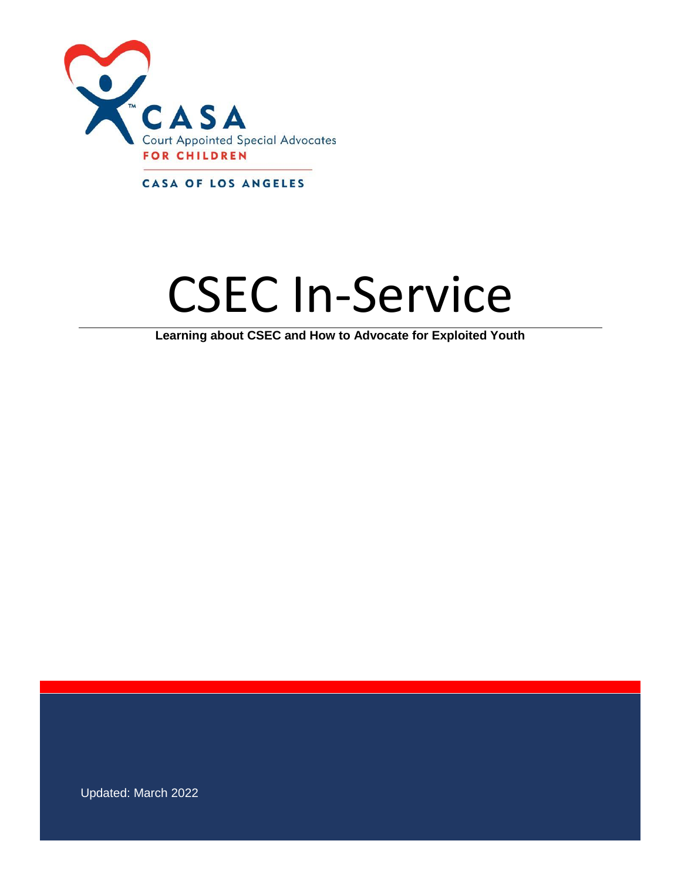CASA

Court Appointed Special Advocates

FOR CHILDREN

CASA OF LOS ANGELES

# CSEC In-Service

**Learning about CSEC and How to Advocate for Exploited Youth**

Updated: March 2022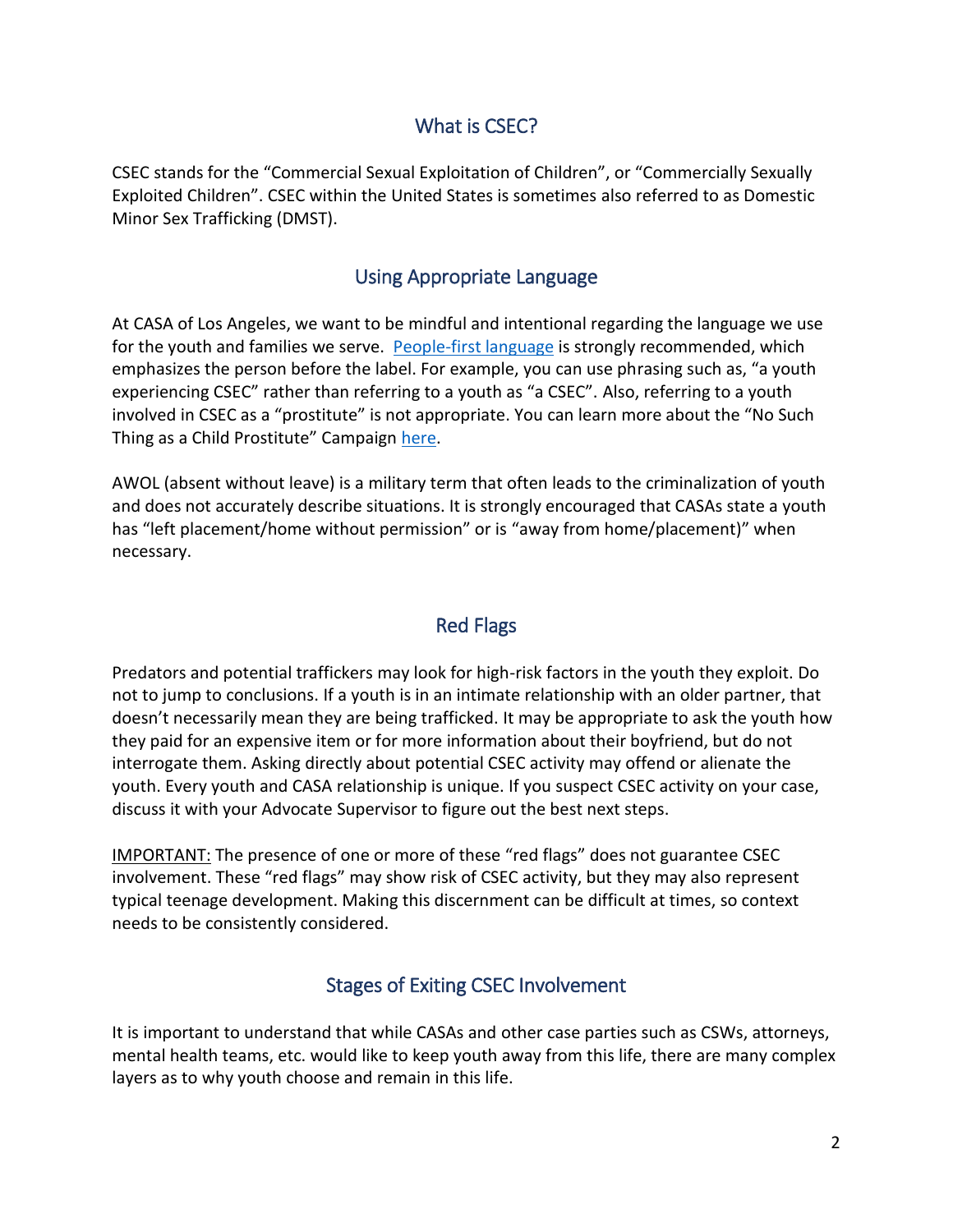## What is CSEC?

CSEC stands for the "Commercial Sexual Exploitation of Children", or "Commercially Sexually Exploited Children". CSEC within the United States is sometimes also referred to as Domestic Minor Sex Trafficking (DMST).

## Using Appropriate Language

At CASA of Los Angeles, we want to be mindful and intentional regarding the language we use for the youth and families we serve. People-first language is strongly recommended, which emphasizes the person before the label. For example, you can use phrasing such as, "a youth experiencing CSEC" rather than referring to a youth as "a CSEC". Also, referring to a youth involved in CSEC as a "prostitute" is not appropriate. You can learn more about the "No Such Thing as a Child Prostitute" Campaign here.

AWOL (absent without leave) is a military term that often leads to the criminalization of youth and does not accurately describe situations. It is strongly encouraged that CASAs state a youth has "left placement/home without permission" or is "away from home/placement)" when necessary.

## Red Flags

Predators and potential traffickers may look for high-risk factors in the youth they exploit. Do not to jump to conclusions. If a youth is in an intimate relationship with an older partner, that doesn't necessarily mean they are being trafficked. It may be appropriate to ask the youth how they paid for an expensive item or for more information about their boyfriend, but do not interrogate them. Asking directly about potential CSEC activity may offend or alienate the youth. Every youth and CASA relationship is unique. If you suspect CSEC activity on your case, discuss it with your Advocate Supervisor to figure out the best next steps.

IMPORTANT: The presence of one or more of these "red flags" does not guarantee CSEC involvement. These "red flags" may show risk of CSEC activity, but they may also represent typical teenage development. Making this discernment can be difficult at times, so context needs to be consistently considered.

## Stages of Exiting CSEC Involvement

It is important to understand that while CASAs and other case parties such as CSWs, attorneys, mental health teams, etc. would like to keep youth away from this life, there are many complex layers as to why youth choose and remain in this life.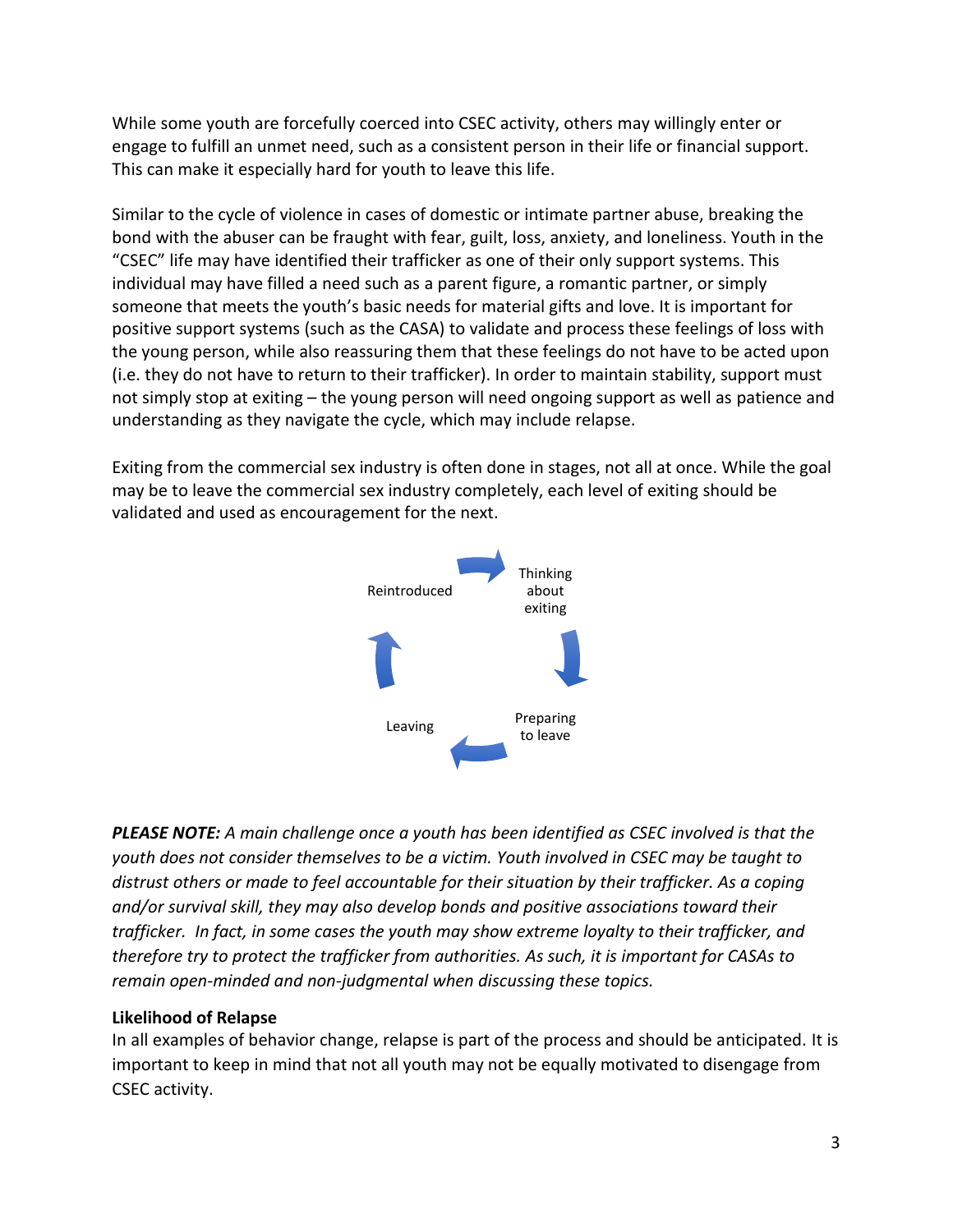While some youth are forcefully coerced into CSEC activity, others may willingly enter or engage to fulfill an unmet need, such as a consistent person in their life or financial support. This can make it especially hard for youth to leave this life.

Similar to the cycle of violence in cases of domestic or intimate partner abuse, breaking the bond with the abuser can be fraught with fear, guilt, loss, anxiety, and loneliness. Youth in the "CSEC" life may have identified their trafficker as one of their only support systems. This individual may have filled a need such as a parent figure, a romantic partner, or simply someone that meets the youth's basic needs for material gifts and love. It is important for positive support systems (such as the CASA) to validate and process these feelings of loss with the young person, while also reassuring them that these feelings do not have to be acted upon (i.e. they do not have to return to their trafficker). In order to maintain stability, support must not simply stop at exiting – the young person will need ongoing support as well as patience and understanding as they navigate the cycle, which may include relapse.

Exiting from the commercial sex industry is often done in stages, not all at once. While the goal may be to leave the commercial sex industry completely, each level of exiting should be validated and used as encouragement for the next.

Thinking about exiting → Preparing to leave → Leaving → Reintroduced → Thinking about exiting

***PLEASE NOTE:*** *A main challenge once a youth has been identified as CSEC involved is that the youth does not consider themselves to be a victim. Youth involved in CSEC may be taught to distrust others or made to feel accountable for their situation by their trafficker. As a coping and/or survival skill, they may also develop bonds and positive associations toward their trafficker. In fact, in some cases the youth may show extreme loyalty to their trafficker, and therefore try to protect the trafficker from authorities. As such, it is important for CASAs to remain open-minded and non-judgmental when discussing these topics.*

**Likelihood of Relapse**

In all examples of behavior change, relapse is part of the process and should be anticipated. It is important to keep in mind that not all youth may not be equally motivated to disengage from CSEC activity.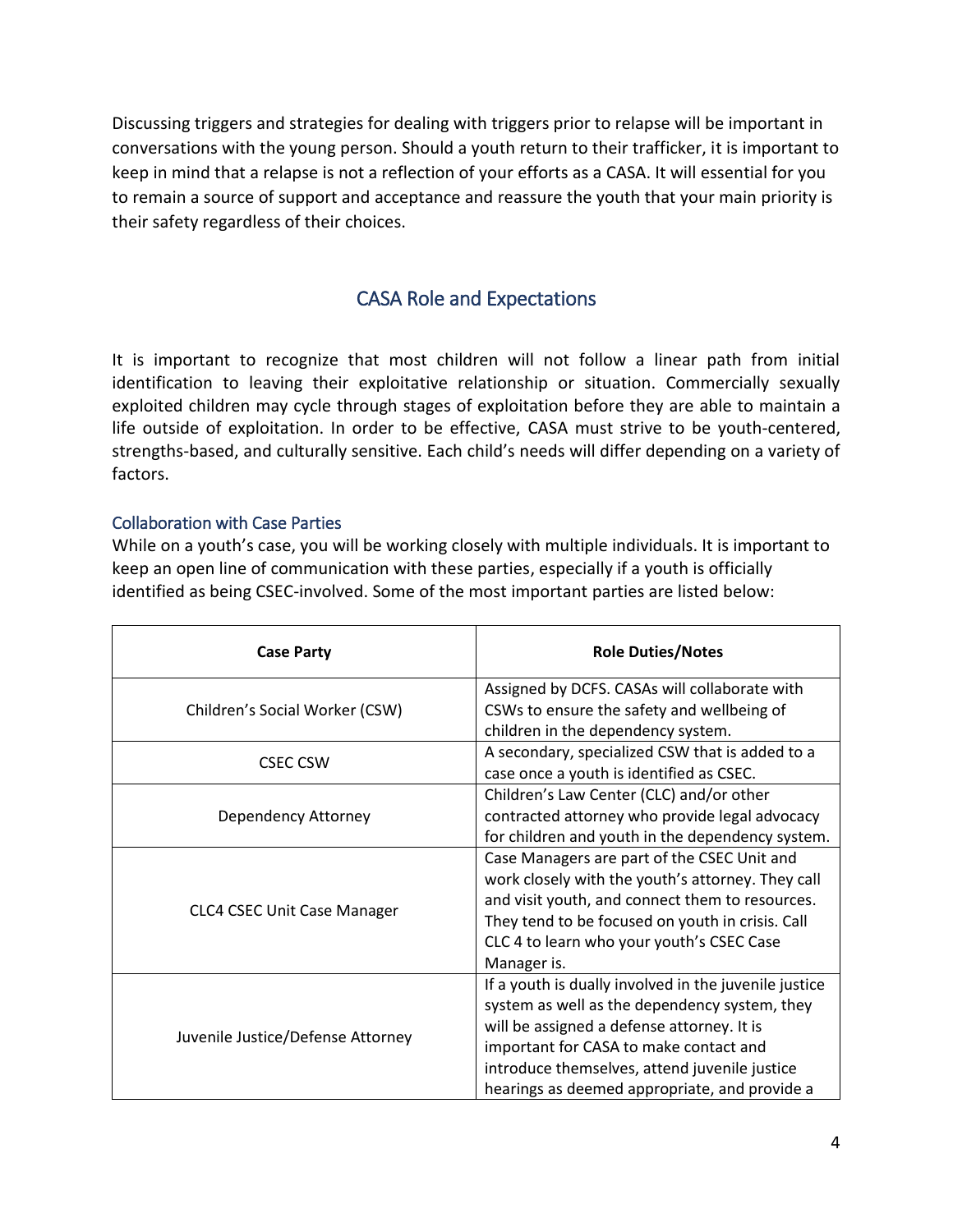Discussing triggers and strategies for dealing with triggers prior to relapse will be important in conversations with the young person. Should a youth return to their trafficker, it is important to keep in mind that a relapse is not a reflection of your efforts as a CASA. It will essential for you to remain a source of support and acceptance and reassure the youth that your main priority is their safety regardless of their choices.

## CASA Role and Expectations

It is important to recognize that most children will not follow a linear path from initial identification to leaving their exploitative relationship or situation. Commercially sexually exploited children may cycle through stages of exploitation before they are able to maintain a life outside of exploitation. In order to be effective, CASA must strive to be youth-centered, strengths-based, and culturally sensitive. Each child's needs will differ depending on a variety of factors.

### Collaboration with Case Parties

While on a youth's case, you will be working closely with multiple individuals. It is important to keep an open line of communication with these parties, especially if a youth is officially identified as being CSEC-involved. Some of the most important parties are listed below:

| Case Party | Role Duties/Notes |
| --- | --- |
| Children's Social Worker (CSW) | Assigned by DCFS. CASAs will collaborate with CSWs to ensure the safety and wellbeing of children in the dependency system. |
| CSEC CSW | A secondary, specialized CSW that is added to a case once a youth is identified as CSEC. |
| Dependency Attorney | Children's Law Center (CLC) and/or other contracted attorney who provide legal advocacy for children and youth in the dependency system. |
| CLC4 CSEC Unit Case Manager | Case Managers are part of the CSEC Unit and work closely with the youth's attorney. They call and visit youth, and connect them to resources. They tend to be focused on youth in crisis. Call CLC 4 to learn who your youth's CSEC Case Manager is. |
| Juvenile Justice/Defense Attorney | If a youth is dually involved in the juvenile justice system as well as the dependency system, they will be assigned a defense attorney. It is important for CASA to make contact and introduce themselves, attend juvenile justice hearings as deemed appropriate, and provide a |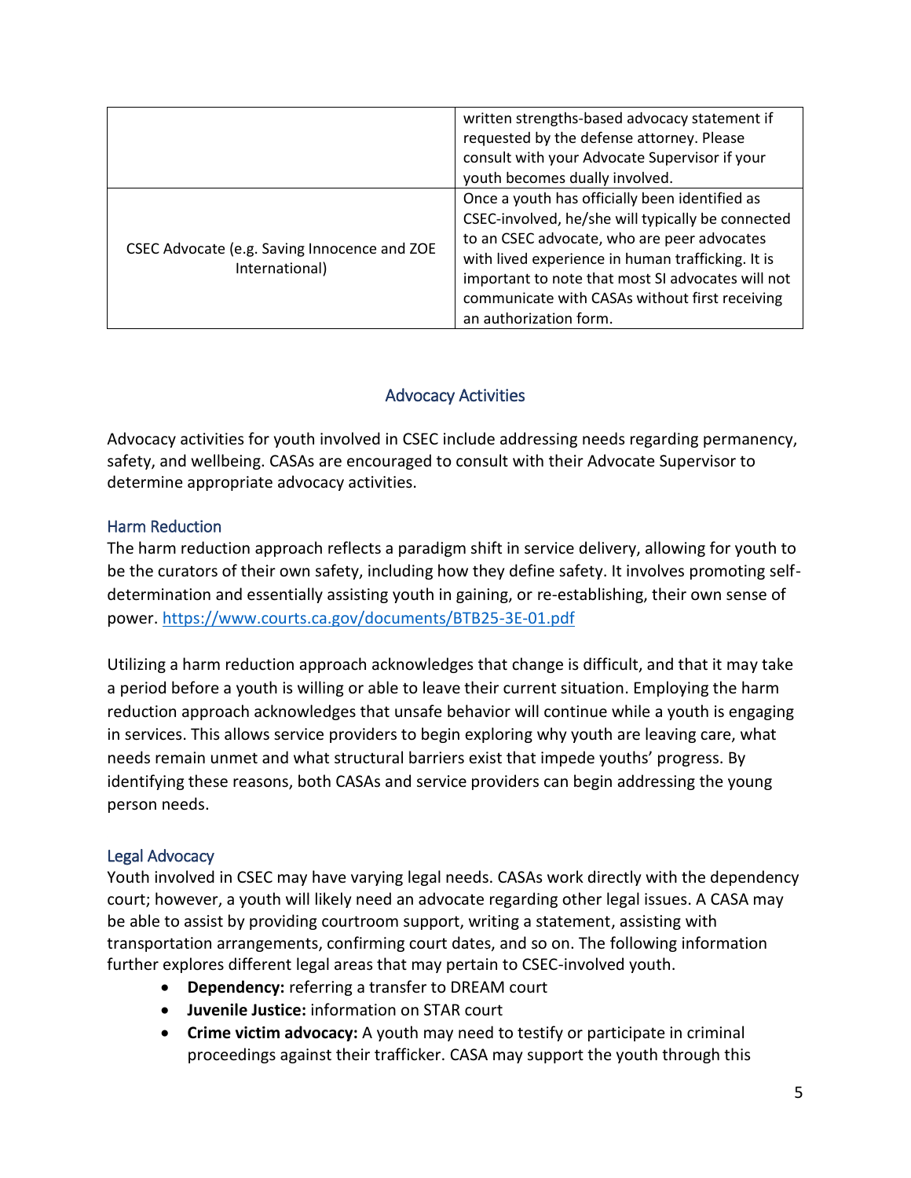| | |
|---|---|
| | written strengths-based advocacy statement if requested by the defense attorney. Please consult with your Advocate Supervisor if your youth becomes dually involved. |
| CSEC Advocate (e.g. Saving Innocence and ZOE International) | Once a youth has officially been identified as CSEC-involved, he/she will typically be connected to an CSEC advocate, who are peer advocates with lived experience in human trafficking. It is important to note that most SI advocates will not communicate with CASAs without first receiving an authorization form. |

## Advocacy Activities

Advocacy activities for youth involved in CSEC include addressing needs regarding permanency, safety, and wellbeing. CASAs are encouraged to consult with their Advocate Supervisor to determine appropriate advocacy activities.

### Harm Reduction

The harm reduction approach reflects a paradigm shift in service delivery, allowing for youth to be the curators of their own safety, including how they define safety. It involves promoting self-determination and essentially assisting youth in gaining, or re-establishing, their own sense of power. https://www.courts.ca.gov/documents/BTB25-3E-01.pdf

Utilizing a harm reduction approach acknowledges that change is difficult, and that it may take a period before a youth is willing or able to leave their current situation. Employing the harm reduction approach acknowledges that unsafe behavior will continue while a youth is engaging in services. This allows service providers to begin exploring why youth are leaving care, what needs remain unmet and what structural barriers exist that impede youths' progress. By identifying these reasons, both CASAs and service providers can begin addressing the young person needs.

### Legal Advocacy

Youth involved in CSEC may have varying legal needs. CASAs work directly with the dependency court; however, a youth will likely need an advocate regarding other legal issues. A CASA may be able to assist by providing courtroom support, writing a statement, assisting with transportation arrangements, confirming court dates, and so on. The following information further explores different legal areas that may pertain to CSEC-involved youth.

- **Dependency:** referring a transfer to DREAM court
- **Juvenile Justice:** information on STAR court
- **Crime victim advocacy:** A youth may need to testify or participate in criminal proceedings against their trafficker. CASA may support the youth through this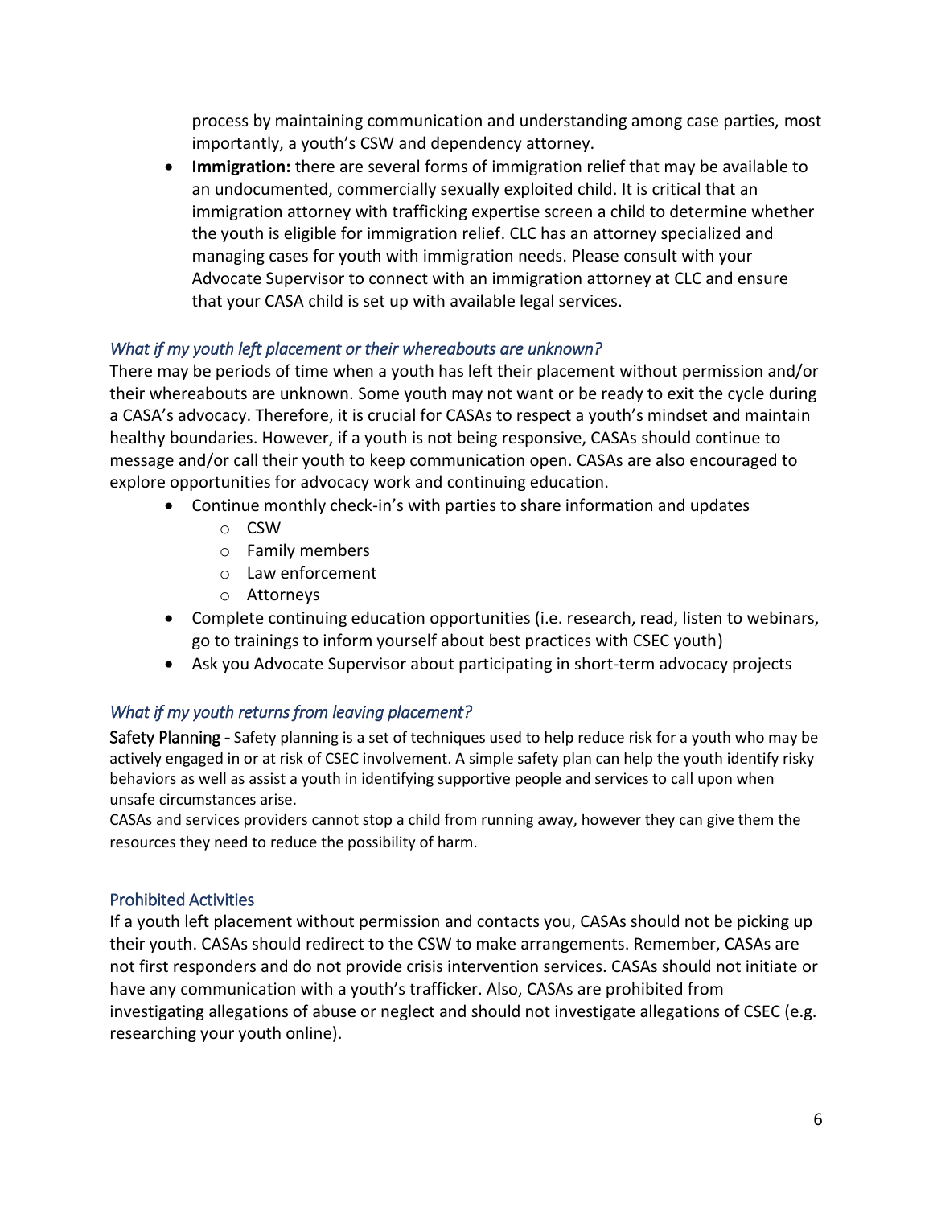process by maintaining communication and understanding among case parties, most importantly, a youth's CSW and dependency attorney.

- **Immigration:** there are several forms of immigration relief that may be available to an undocumented, commercially sexually exploited child. It is critical that an immigration attorney with trafficking expertise screen a child to determine whether the youth is eligible for immigration relief. CLC has an attorney specialized and managing cases for youth with immigration needs. Please consult with your Advocate Supervisor to connect with an immigration attorney at CLC and ensure that your CASA child is set up with available legal services.

### *What if my youth left placement or their whereabouts are unknown?*

There may be periods of time when a youth has left their placement without permission and/or their whereabouts are unknown. Some youth may not want or be ready to exit the cycle during a CASA's advocacy. Therefore, it is crucial for CASAs to respect a youth's mindset and maintain healthy boundaries. However, if a youth is not being responsive, CASAs should continue to message and/or call their youth to keep communication open. CASAs are also encouraged to explore opportunities for advocacy work and continuing education.

- Continue monthly check-in's with parties to share information and updates
    - CSW
    - Family members
    - Law enforcement
    - Attorneys
- Complete continuing education opportunities (i.e. research, read, listen to webinars, go to trainings to inform yourself about best practices with CSEC youth)
- Ask you Advocate Supervisor about participating in short-term advocacy projects

### *What if my youth returns from leaving placement?*

Safety Planning - Safety planning is a set of techniques used to help reduce risk for a youth who may be actively engaged in or at risk of CSEC involvement. A simple safety plan can help the youth identify risky behaviors as well as assist a youth in identifying supportive people and services to call upon when unsafe circumstances arise.

CASAs and services providers cannot stop a child from running away, however they can give them the resources they need to reduce the possibility of harm.

### Prohibited Activities

If a youth left placement without permission and contacts you, CASAs should not be picking up their youth. CASAs should redirect to the CSW to make arrangements. Remember, CASAs are not first responders and do not provide crisis intervention services. CASAs should not initiate or have any communication with a youth's trafficker. Also, CASAs are prohibited from investigating allegations of abuse or neglect and should not investigate allegations of CSEC (e.g. researching your youth online).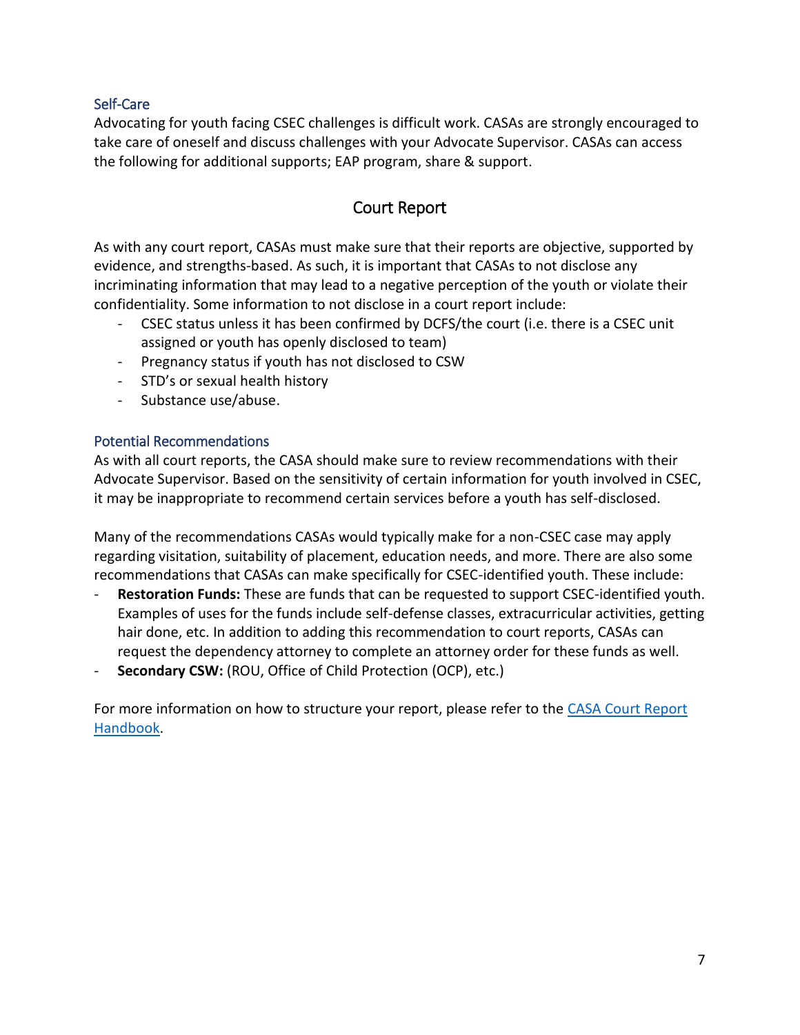### Self-Care

Advocating for youth facing CSEC challenges is difficult work. CASAs are strongly encouraged to take care of oneself and discuss challenges with your Advocate Supervisor. CASAs can access the following for additional supports; EAP program, share & support.

## Court Report

As with any court report, CASAs must make sure that their reports are objective, supported by evidence, and strengths-based. As such, it is important that CASAs to not disclose any incriminating information that may lead to a negative perception of the youth or violate their confidentiality. Some information to not disclose in a court report include:

- CSEC status unless it has been confirmed by DCFS/the court (i.e. there is a CSEC unit assigned or youth has openly disclosed to team)
- Pregnancy status if youth has not disclosed to CSW
- STD's or sexual health history
- Substance use/abuse.

### Potential Recommendations

As with all court reports, the CASA should make sure to review recommendations with their Advocate Supervisor. Based on the sensitivity of certain information for youth involved in CSEC, it may be inappropriate to recommend certain services before a youth has self-disclosed.

Many of the recommendations CASAs would typically make for a non-CSEC case may apply regarding visitation, suitability of placement, education needs, and more. There are also some recommendations that CASAs can make specifically for CSEC-identified youth. These include:

- **Restoration Funds:** These are funds that can be requested to support CSEC-identified youth. Examples of uses for the funds include self-defense classes, extracurricular activities, getting hair done, etc. In addition to adding this recommendation to court reports, CASAs can request the dependency attorney to complete an attorney order for these funds as well.
- **Secondary CSW:** (ROU, Office of Child Protection (OCP), etc.)

For more information on how to structure your report, please refer to the CASA Court Report Handbook.